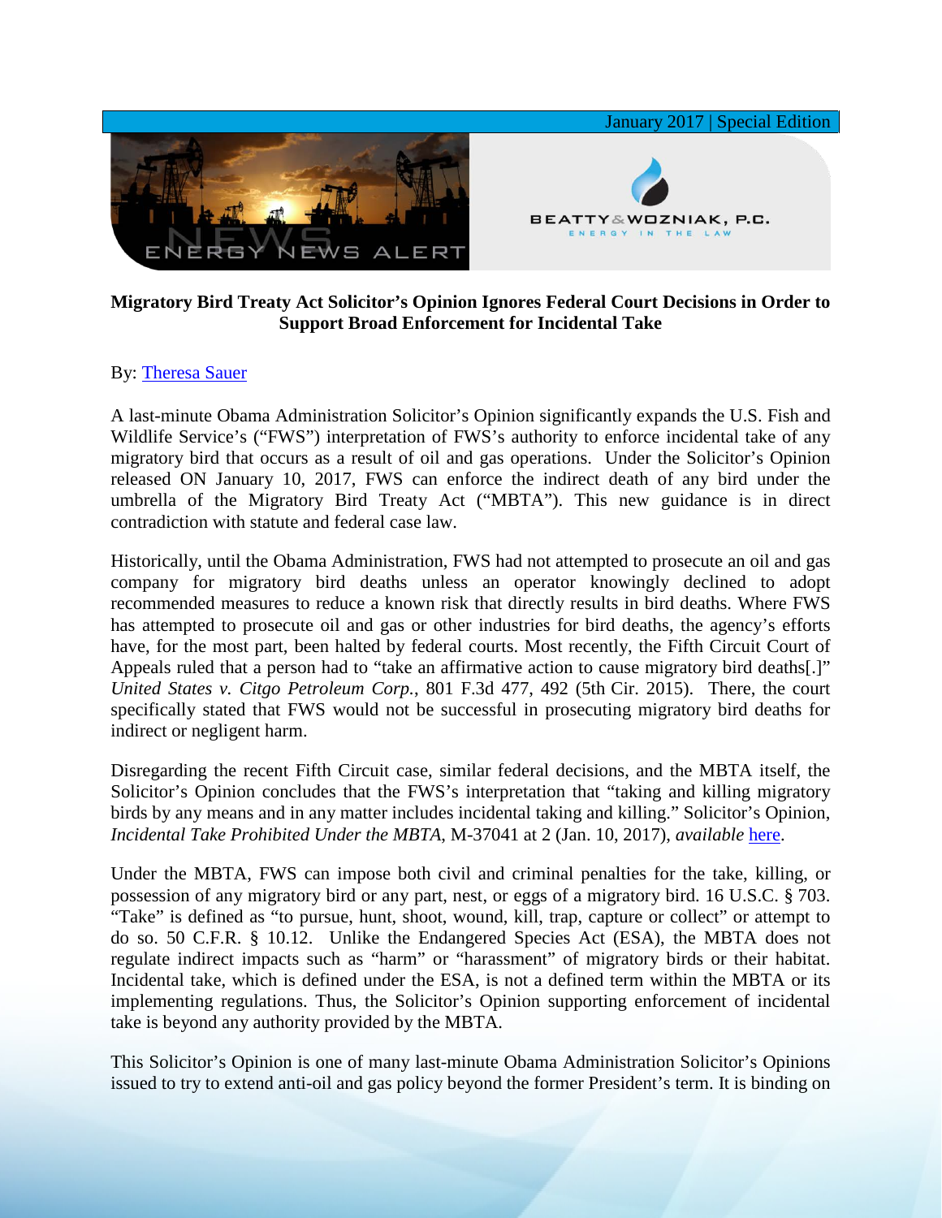January 2017 | Special Edition

ENERGY NEWS ALERT

BEATTY & WOZNIAK, P.C.
ENERGY IN THE LAW

**Migratory Bird Treaty Act Solicitor's Opinion Ignores Federal Court Decisions in Order to Support Broad Enforcement for Incidental Take**

By: Theresa Sauer

A last-minute Obama Administration Solicitor's Opinion significantly expands the U.S. Fish and Wildlife Service's ("FWS") interpretation of FWS's authority to enforce incidental take of any migratory bird that occurs as a result of oil and gas operations. Under the Solicitor's Opinion released ON January 10, 2017, FWS can enforce the indirect death of any bird under the umbrella of the Migratory Bird Treaty Act ("MBTA"). This new guidance is in direct contradiction with statute and federal case law.

Historically, until the Obama Administration, FWS had not attempted to prosecute an oil and gas company for migratory bird deaths unless an operator knowingly declined to adopt recommended measures to reduce a known risk that directly results in bird deaths. Where FWS has attempted to prosecute oil and gas or other industries for bird deaths, the agency's efforts have, for the most part, been halted by federal courts. Most recently, the Fifth Circuit Court of Appeals ruled that a person had to "take an affirmative action to cause migratory bird deaths[.]" *United States v. Citgo Petroleum Corp.*, 801 F.3d 477, 492 (5th Cir. 2015). There, the court specifically stated that FWS would not be successful in prosecuting migratory bird deaths for indirect or negligent harm.

Disregarding the recent Fifth Circuit case, similar federal decisions, and the MBTA itself, the Solicitor's Opinion concludes that the FWS's interpretation that "taking and killing migratory birds by any means and in any matter includes incidental taking and killing." Solicitor's Opinion, *Incidental Take Prohibited Under the MBTA*, M-37041 at 2 (Jan. 10, 2017), *available* here.

Under the MBTA, FWS can impose both civil and criminal penalties for the take, killing, or possession of any migratory bird or any part, nest, or eggs of a migratory bird. 16 U.S.C. § 703. "Take" is defined as "to pursue, hunt, shoot, wound, kill, trap, capture or collect" or attempt to do so. 50 C.F.R. § 10.12. Unlike the Endangered Species Act (ESA), the MBTA does not regulate indirect impacts such as "harm" or "harassment" of migratory birds or their habitat. Incidental take, which is defined under the ESA, is not a defined term within the MBTA or its implementing regulations. Thus, the Solicitor's Opinion supporting enforcement of incidental take is beyond any authority provided by the MBTA.

This Solicitor's Opinion is one of many last-minute Obama Administration Solicitor's Opinions issued to try to extend anti-oil and gas policy beyond the former President's term. It is binding on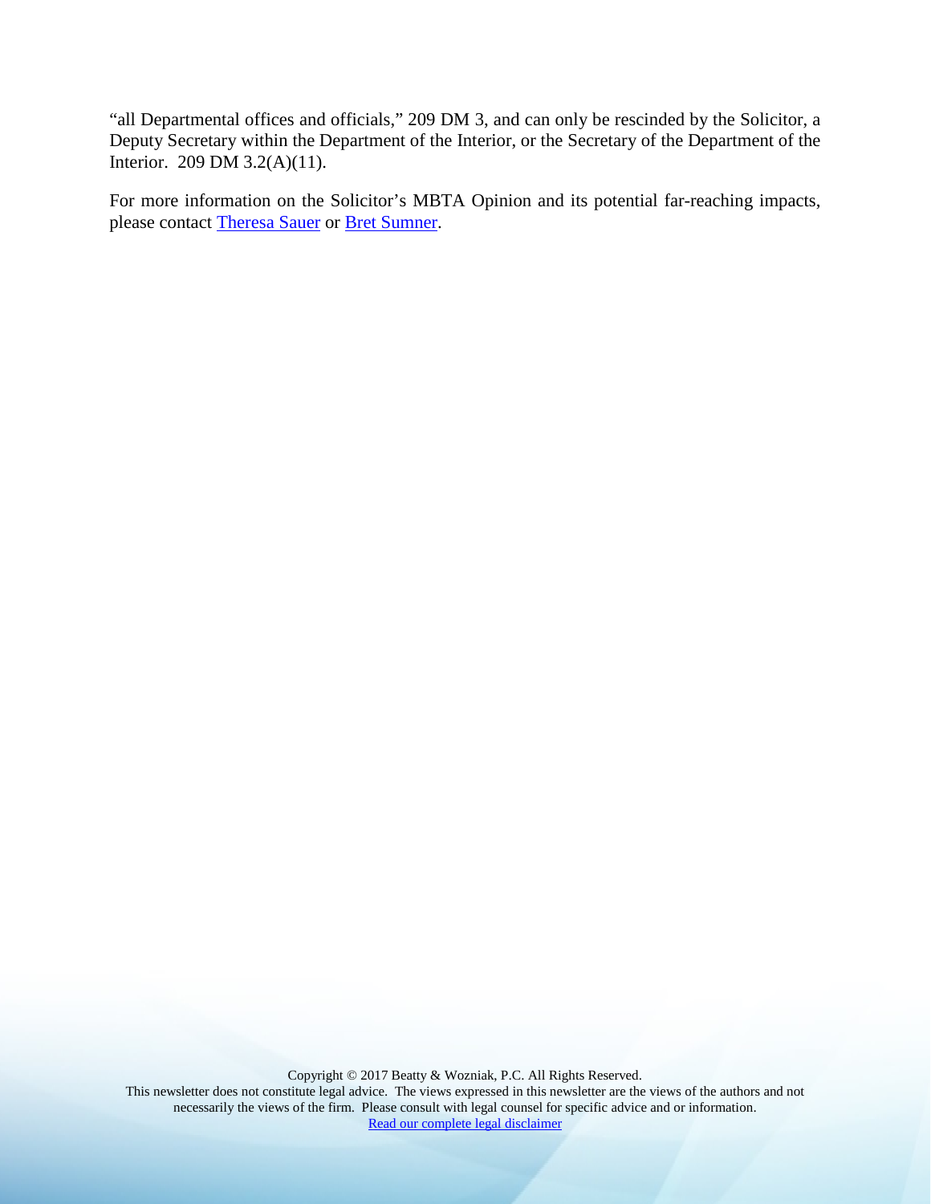"all Departmental offices and officials," 209 DM 3, and can only be rescinded by the Solicitor, a Deputy Secretary within the Department of the Interior, or the Secretary of the Department of the Interior. 209 DM 3.2(A)(11).

For more information on the Solicitor's MBTA Opinion and its potential far-reaching impacts, please contact Theresa Sauer or Bret Sumner.

Copyright © 2017 Beatty & Wozniak, P.C. All Rights Reserved.
This newsletter does not constitute legal advice. The views expressed in this newsletter are the views of the authors and not necessarily the views of the firm. Please consult with legal counsel for specific advice and or information.
Read our complete legal disclaimer